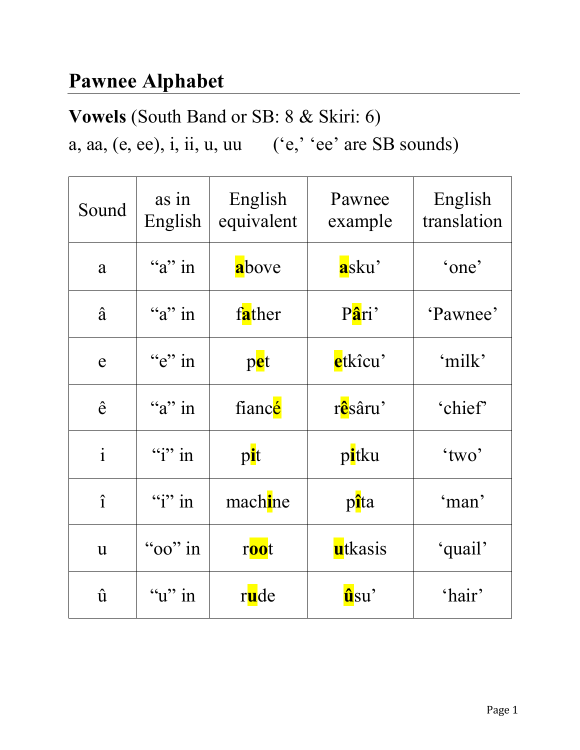# Pawnee Alphabet

**Vowels** (South Band or SB: 8 & Skiri: 6)

a, aa, (e, ee), i, ii, u, uu  (‘e,’ ‘ee’ are SB sounds)

| Sound | as in English | English equivalent | Pawnee example | English translation |
|---|---|---|---|---|
| a | “a” in | **a**bove | **a**sku’ | ‘one’ |
| â | “a” in | f**a**ther | P**â**ri’ | ‘Pawnee’ |
| e | “e” in | p**e**t | **e**tkîcu’ | ‘milk’ |
| ê | “a” in | fianc**é** | r**ê**sâru’ | ‘chief’ |
| i | “i” in | p**i**t | p**i**tku | ‘two’ |
| î | “i” in | mach**i**ne | p**î**ta | ‘man’ |
| u | “oo” in | r**oo**t | **u**tkasis | ‘quail’ |
| û | “u” in | r**u**de | **û**su’ | ‘hair’ |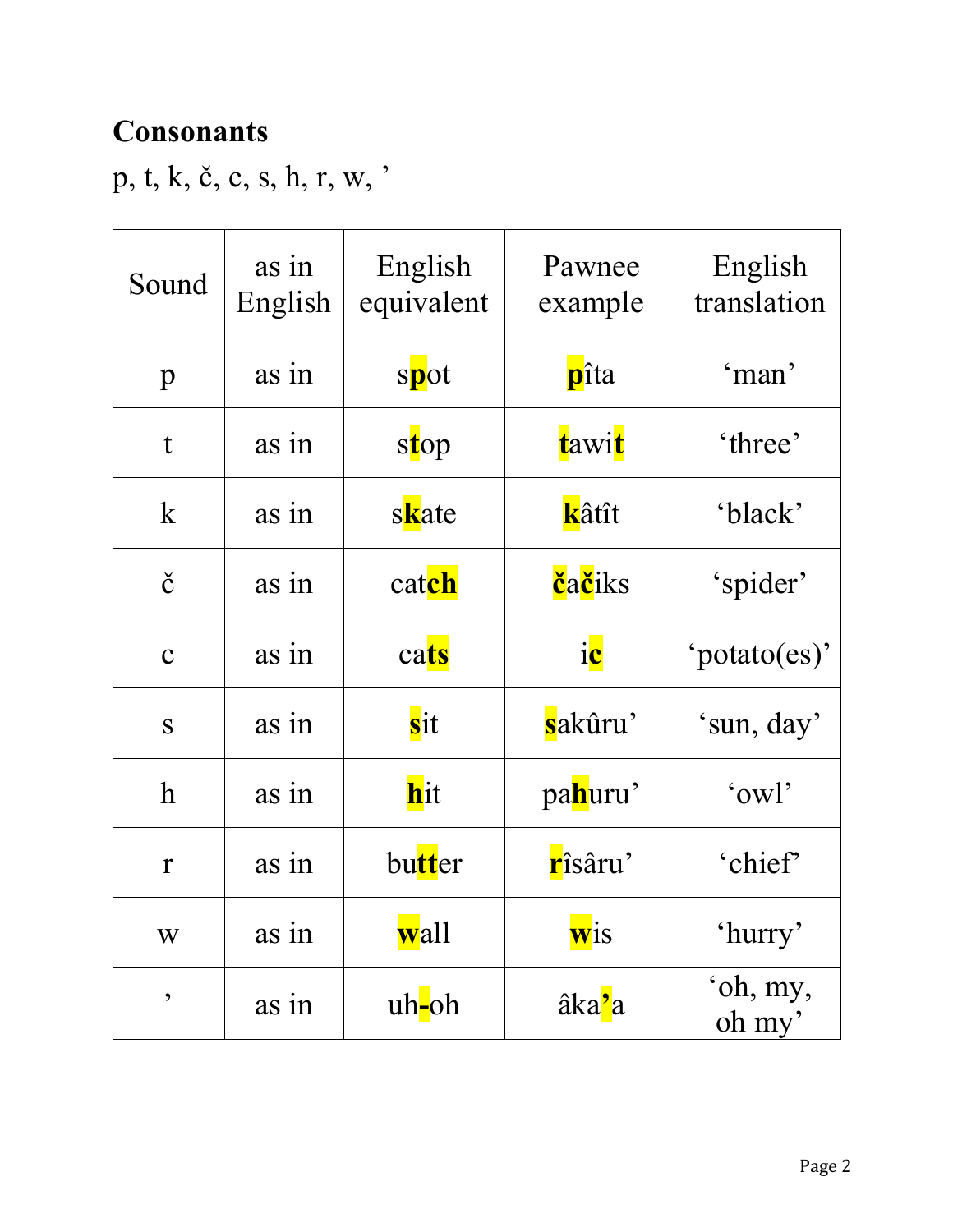**Consonants**

p, t, k, č, c, s, h, r, w, ’

| Sound | as in English | English equivalent | Pawnee example | English translation |
|---|---|---|---|---|
| p | as in | spot | pîta | ‘man’ |
| t | as in | stop | tawit | ‘three’ |
| k | as in | skate | kâtît | ‘black’ |
| č | as in | catch | čačiks | ‘spider’ |
| c | as in | cats | ic | ‘potato(es)’ |
| s | as in | sit | sakûru’ | ‘sun, day’ |
| h | as in | hit | pahuru’ | ‘owl’ |
| r | as in | butter | rîsâru’ | ‘chief’ |
| w | as in | wall | wis | ‘hurry’ |
| ’ | as in | uh-oh | âka’a | ‘oh, my, oh my’ |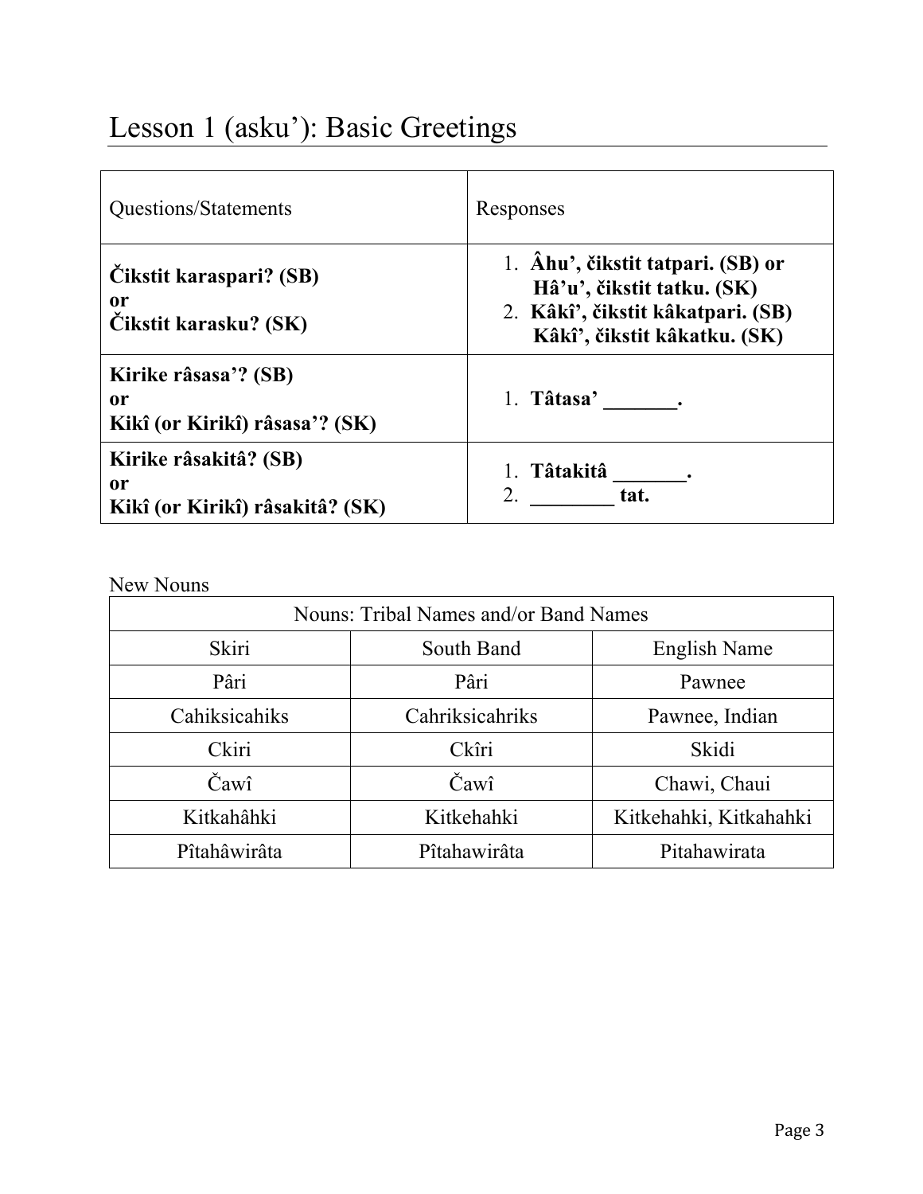# Lesson 1 (asku'): Basic Greetings

| Questions/Statements | Responses |
| --- | --- |
| **Čikstit karaspari? (SB)** <br> **or** <br> **Čikstit karasku? (SK)** | 1. **Âhu', čikstit tatpari. (SB) or** <br> **Hâ'u', čikstit tatku. (SK)** <br> 2. **Kâkî', čikstit kâkatpari. (SB)** <br> **Kâkî', čikstit kâkatku. (SK)** |
| **Kirike râsasa'? (SB)** <br> **or** <br> **Kikî (or Kirikî) râsasa'? (SK)** | 1. **Tâtasa' _______.** |
| **Kirike râsakitâ? (SB)** <br> **or** <br> **Kikî (or Kirikî) râsakitâ? (SK)** | 1. **Tâtakitâ _______.** <br> 2. **________ tat.** |

New Nouns

| Nouns: Tribal Names and/or Band Names | | |
| --- | --- | --- |
| Skiri | South Band | English Name |
| Pâri | Pâri | Pawnee |
| Cahiksicahiks | Cahriksicahriks | Pawnee, Indian |
| Ckiri | Ckîri | Skidi |
| Čawî | Čawî | Chawi, Chaui |
| Kitkahâhki | Kitkehahki | Kitkehahki, Kitkahahki |
| Pîtahâwirâta | Pîtahawirâta | Pitahawirata |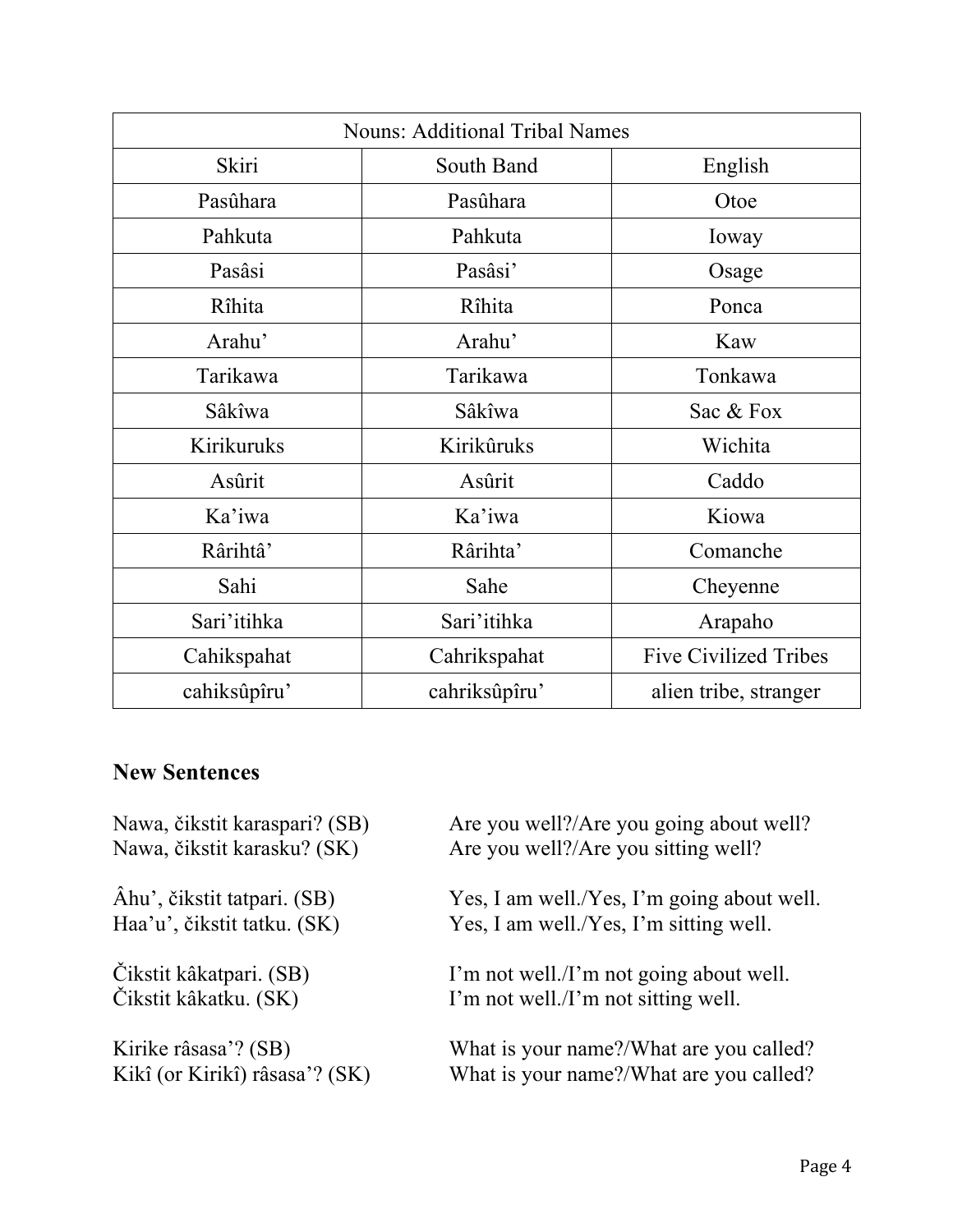| Nouns: Additional Tribal Names | | |
|---|---|---|
| Skiri | South Band | English |
| Pasûhara | Pasûhara | Otoe |
| Pahkuta | Pahkuta | Ioway |
| Pasâsi | Pasâsi’ | Osage |
| Rîhita | Rîhita | Ponca |
| Arahu’ | Arahu’ | Kaw |
| Tarikawa | Tarikawa | Tonkawa |
| Sâkîwa | Sâkîwa | Sac & Fox |
| Kirikuruks | Kirikûruks | Wichita |
| Asûrit | Asûrit | Caddo |
| Ka’iwa | Ka’iwa | Kiowa |
| Rârihtâ’ | Rârihta’ | Comanche |
| Sahi | Sahe | Cheyenne |
| Sari’itihka | Sari’itihka | Arapaho |
| Cahikspahat | Cahrikspahat | Five Civilized Tribes |
| cahiksûpîru’ | cahriksûpîru’ | alien tribe, stranger |

## New Sentences

Nawa, čikstit karaspari? (SB) — Are you well?/Are you going about well?
Nawa, čikstit karasku? (SK) — Are you well?/Are you sitting well?

Âhu’, čikstit tatpari. (SB) — Yes, I am well./Yes, I’m going about well.
Haa’u’, čikstit tatku. (SK) — Yes, I am well./Yes, I’m sitting well.

Čikstit kâkatpari. (SB) — I’m not well./I’m not going about well.
Čikstit kâkatku. (SK) — I’m not well./I’m not sitting well.

Kirike râsasa’? (SB) — What is your name?/What are you called?
Kikî (or Kirikî) râsasa’? (SK) — What is your name?/What are you called?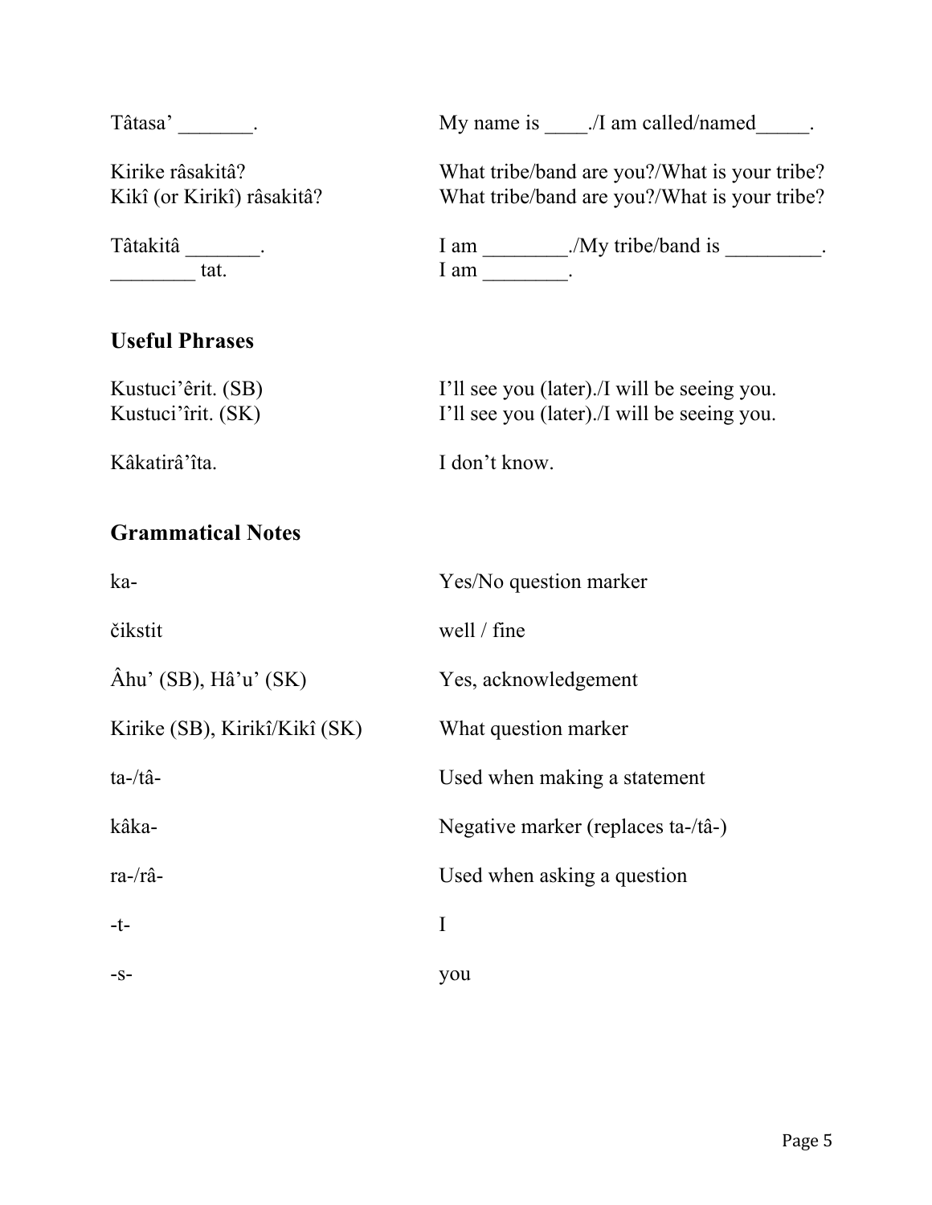| | |
|---|---|
| Tâtasa’ _______. | My name is ____./I am called/named_____. |
| Kirike râsakitâ? | What tribe/band are you?/What is your tribe? |
| Kikî (or Kirikî) râsakitâ? | What tribe/band are you?/What is your tribe? |
| Tâtakitâ _______. | I am ________./My tribe/band is _________. |
| ________ tat. | I am ________. |

## Useful Phrases

| | |
|---|---|
| Kustuci’êrit. (SB) | I’ll see you (later)./I will be seeing you. |
| Kustuci’îrit. (SK) | I’ll see you (later)./I will be seeing you. |
| Kâkatirâ’îta. | I don’t know. |

## Grammatical Notes

| | |
|---|---|
| ka- | Yes/No question marker |
| čikstit | well / fine |
| Âhu’ (SB), Hâ’u’ (SK) | Yes, acknowledgement |
| Kirike (SB), Kirikî/Kikî (SK) | What question marker |
| ta-/tâ- | Used when making a statement |
| kâka- | Negative marker (replaces ta-/tâ-) |
| ra-/râ- | Used when asking a question |
| -t- | I |
| -s- | you |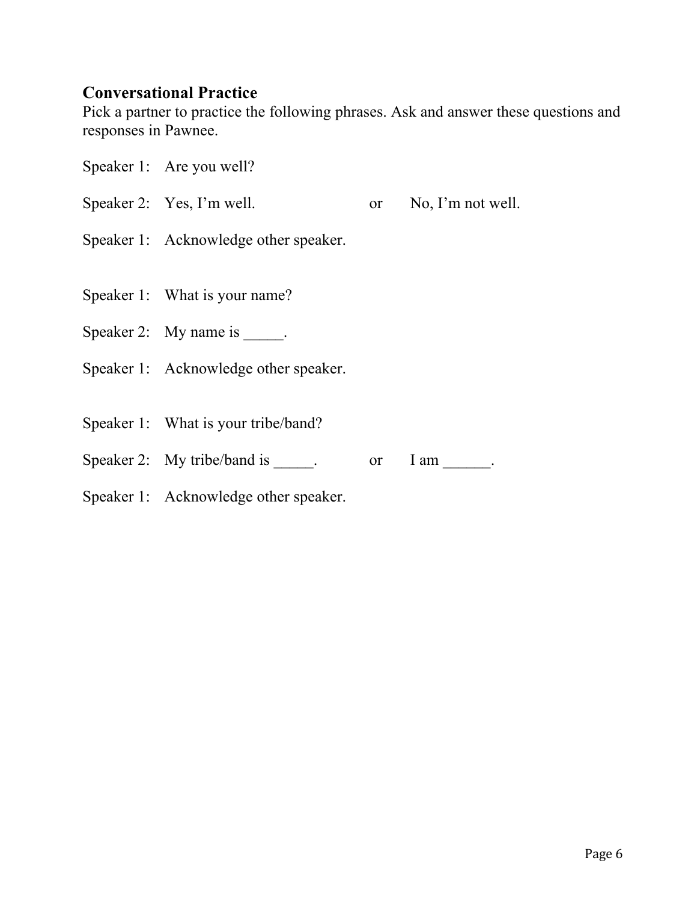## Conversational Practice

Pick a partner to practice the following phrases. Ask and answer these questions and responses in Pawnee.

Speaker 1: Are you well?

Speaker 2: Yes, I'm well. or No, I'm not well.

Speaker 1: Acknowledge other speaker.

Speaker 1: What is your name?

Speaker 2: My name is _____.

Speaker 1: Acknowledge other speaker.

Speaker 1: What is your tribe/band?

Speaker 2: My tribe/band is _____. or I am ______.

Speaker 1: Acknowledge other speaker.